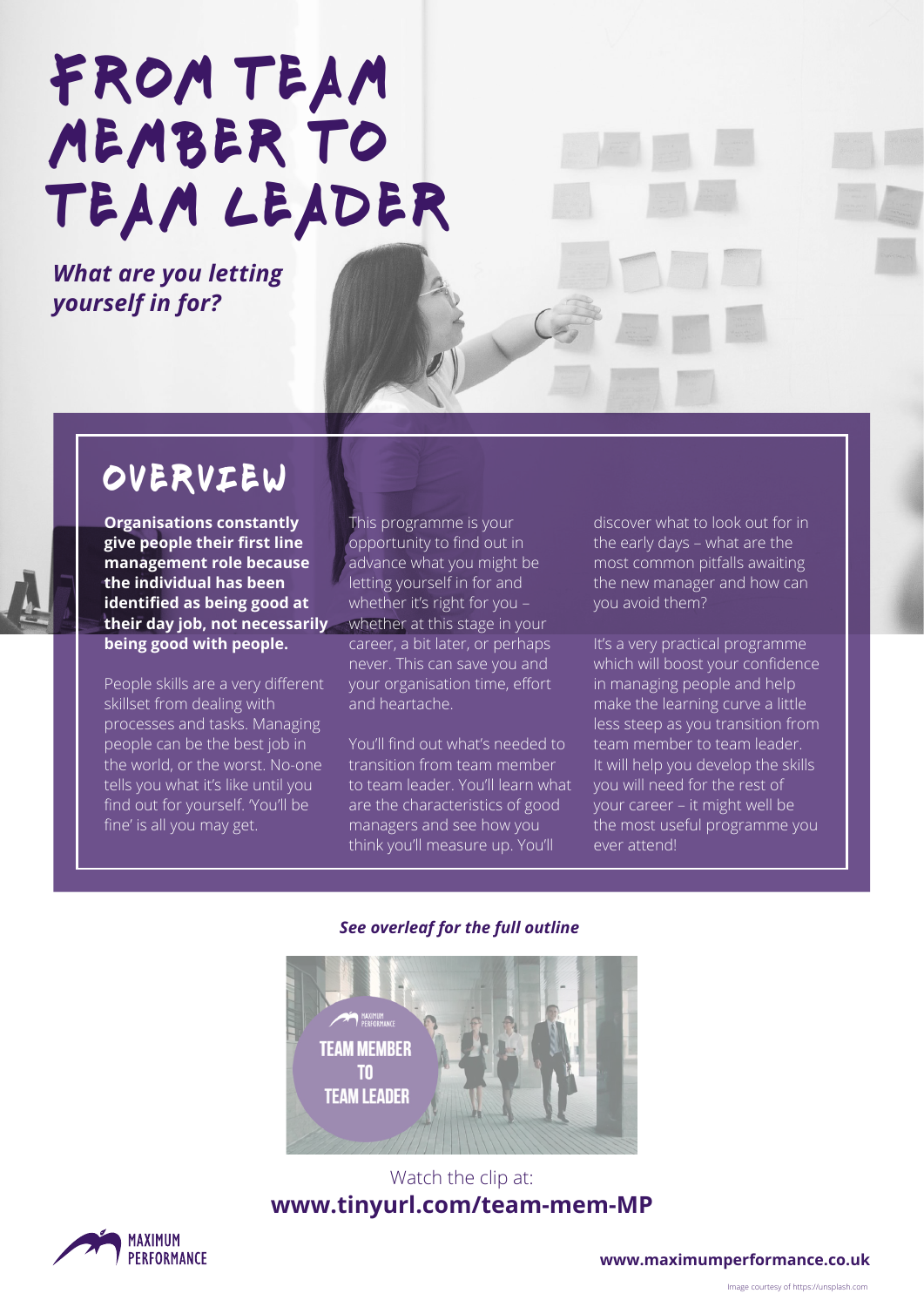# FROM TEAM MEMBER TO TEAM LEADER

***What are you letting yourself in for?***

## OVERVIEW

**Organisations constantly give people their first line management role because the individual has been identified as being good at their day job, not necessarily being good with people.**

People skills are a very different skillset from dealing with processes and tasks. Managing people can be the best job in the world, or the worst. No-one tells you what it's like until you find out for yourself. 'You'll be fine' is all you may get.

This programme is your opportunity to find out in advance what you might be letting yourself in for and whether it's right for you – whether at this stage in your career, a bit later, or perhaps never. This can save you and your organisation time, effort and heartache.

You'll find out what's needed to transition from team member to team leader. You'll learn what are the characteristics of good managers and see how you think you'll measure up. You'll discover what to look out for in the early days – what are the most common pitfalls awaiting the new manager and how can you avoid them?

It's a very practical programme which will boost your confidence in managing people and help make the learning curve a little less steep as you transition from team member to team leader. It will help you develop the skills you will need for the rest of your career – it might well be the most useful programme you ever attend!

***See overleaf for the full outline***

Watch the clip at:
**www.tinyurl.com/team-mem-MP**

**www.maximumperformance.co.uk**

Image courtesy of https://unsplash.com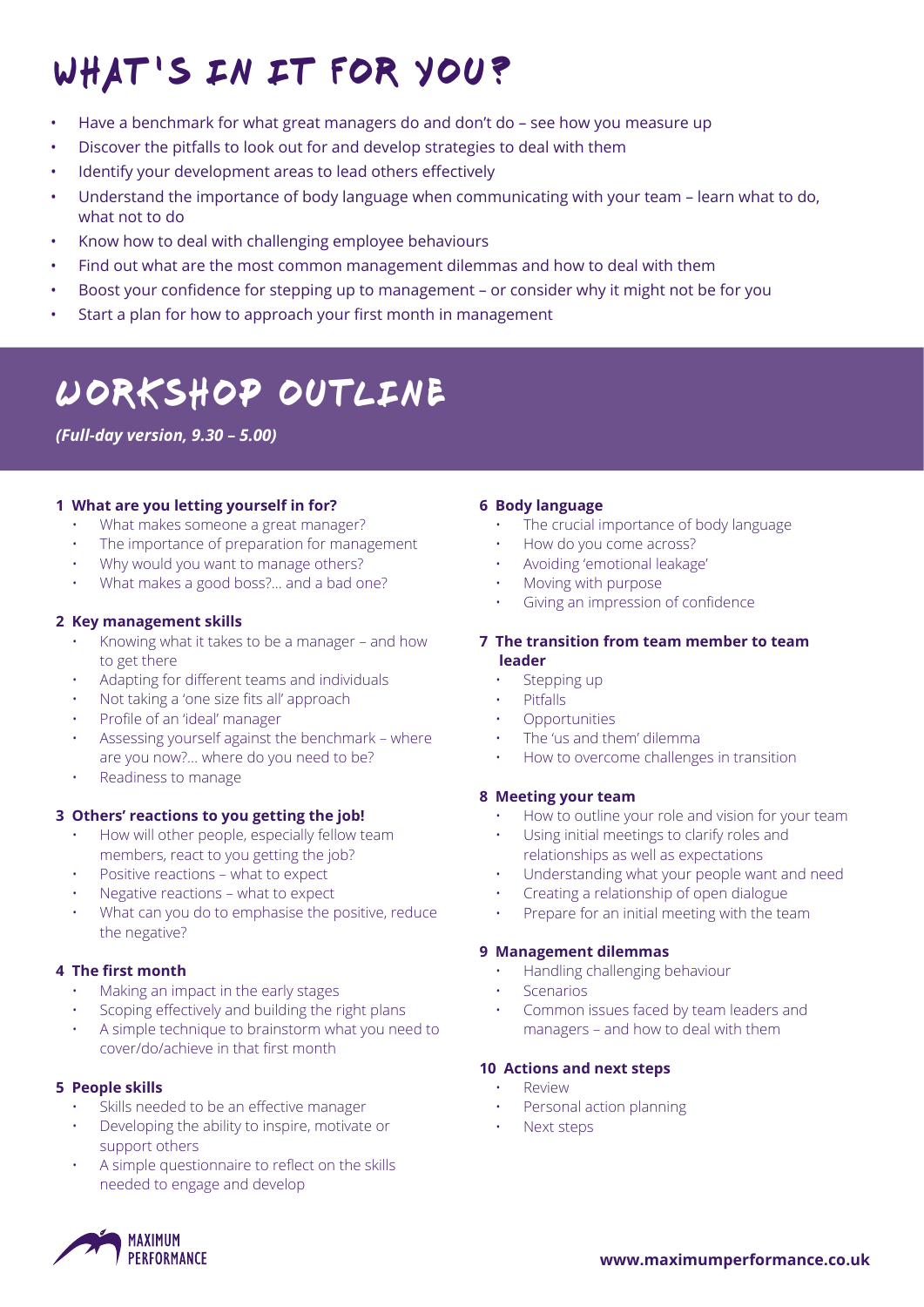# WHAT'S IN IT FOR YOU?

- Have a benchmark for what great managers do and don't do – see how you measure up
- Discover the pitfalls to look out for and develop strategies to deal with them
- Identify your development areas to lead others effectively
- Understand the importance of body language when communicating with your team – learn what to do, what not to do
- Know how to deal with challenging employee behaviours
- Find out what are the most common management dilemmas and how to deal with them
- Boost your confidence for stepping up to management – or consider why it might not be for you
- Start a plan for how to approach your first month in management

# WORKSHOP OUTLINE

***(Full-day version, 9.30 – 5.00)***

**1 What are you letting yourself in for?**

- What makes someone a great manager?
- The importance of preparation for management
- Why would you want to manage others?
- What makes a good boss?... and a bad one?

**2 Key management skills**

- Knowing what it takes to be a manager – and how to get there
- Adapting for different teams and individuals
- Not taking a 'one size fits all' approach
- Profile of an 'ideal' manager
- Assessing yourself against the benchmark – where are you now?... where do you need to be?
- Readiness to manage

**3 Others' reactions to you getting the job!**

- How will other people, especially fellow team members, react to you getting the job?
- Positive reactions – what to expect
- Negative reactions – what to expect
- What can you do to emphasise the positive, reduce the negative?

**4 The first month**

- Making an impact in the early stages
- Scoping effectively and building the right plans
- A simple technique to brainstorm what you need to cover/do/achieve in that first month

**5 People skills**

- Skills needed to be an effective manager
- Developing the ability to inspire, motivate or support others
- A simple questionnaire to reflect on the skills needed to engage and develop

**6 Body language**

- The crucial importance of body language
- How do you come across?
- Avoiding 'emotional leakage'
- Moving with purpose
- Giving an impression of confidence

**7 The transition from team member to team leader**

- Stepping up
- Pitfalls
- Opportunities
- The 'us and them' dilemma
- How to overcome challenges in transition

**8 Meeting your team**

- How to outline your role and vision for your team
- Using initial meetings to clarify roles and relationships as well as expectations
- Understanding what your people want and need
- Creating a relationship of open dialogue
- Prepare for an initial meeting with the team

**9 Management dilemmas**

- Handling challenging behaviour
- Scenarios
- Common issues faced by team leaders and managers – and how to deal with them

**10 Actions and next steps**

- Review
- Personal action planning
- Next steps

MAXIMUM PERFORMANCE

**www.maximumperformance.co.uk**